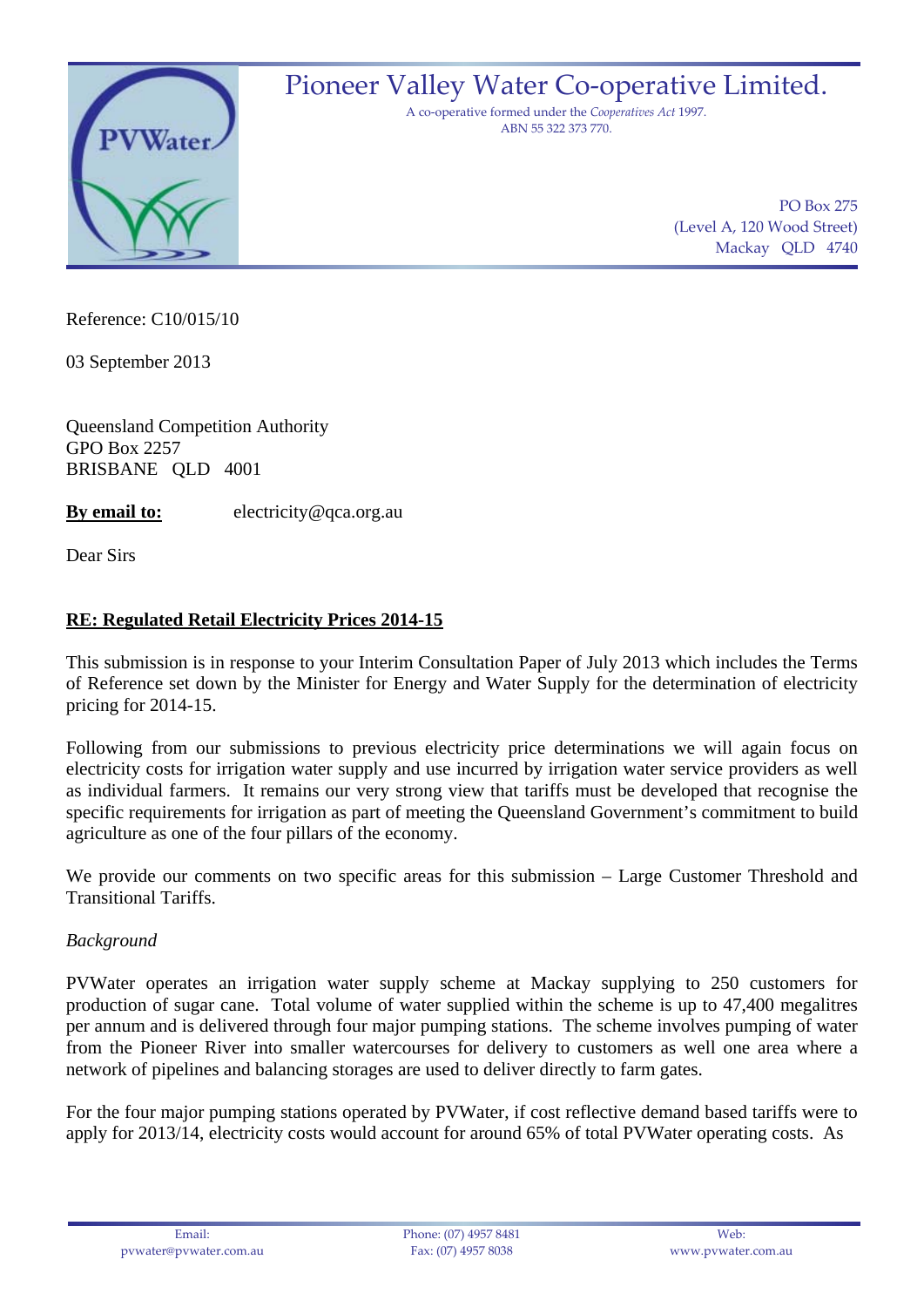# Pioneer Valley Water Co-operative Limited.

A co-operative formed under the *Cooperatives Act* 1997.
ABN 55 322 373 770.

PO Box 275
(Level A, 120 Wood Street)
Mackay QLD 4740

Reference: C10/015/10

03 September 2013

Queensland Competition Authority
GPO Box 2257
BRISBANE QLD 4001

**By email to:** electricity@qca.org.au

Dear Sirs

**RE: Regulated Retail Electricity Prices 2014-15**

This submission is in response to your Interim Consultation Paper of July 2013 which includes the Terms of Reference set down by the Minister for Energy and Water Supply for the determination of electricity pricing for 2014-15.

Following from our submissions to previous electricity price determinations we will again focus on electricity costs for irrigation water supply and use incurred by irrigation water service providers as well as individual farmers. It remains our very strong view that tariffs must be developed that recognise the specific requirements for irrigation as part of meeting the Queensland Government's commitment to build agriculture as one of the four pillars of the economy.

We provide our comments on two specific areas for this submission – Large Customer Threshold and Transitional Tariffs.

*Background*

PVWater operates an irrigation water supply scheme at Mackay supplying to 250 customers for production of sugar cane. Total volume of water supplied within the scheme is up to 47,400 megalitres per annum and is delivered through four major pumping stations. The scheme involves pumping of water from the Pioneer River into smaller watercourses for delivery to customers as well one area where a network of pipelines and balancing storages are used to deliver directly to farm gates.

For the four major pumping stations operated by PVWater, if cost reflective demand based tariffs were to apply for 2013/14, electricity costs would account for around 65% of total PVWater operating costs. As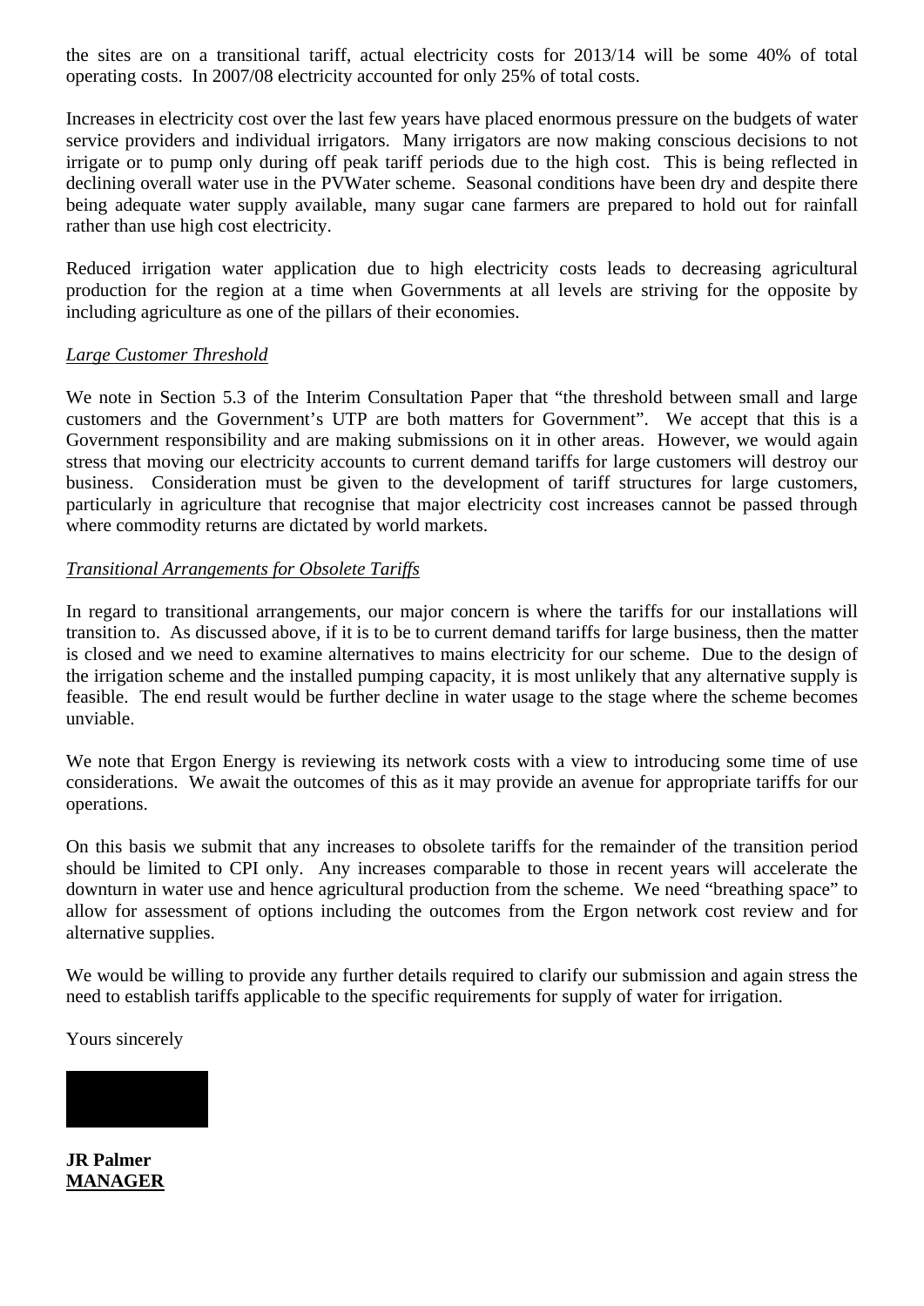the sites are on a transitional tariff, actual electricity costs for 2013/14 will be some 40% of total operating costs. In 2007/08 electricity accounted for only 25% of total costs.

Increases in electricity cost over the last few years have placed enormous pressure on the budgets of water service providers and individual irrigators. Many irrigators are now making conscious decisions to not irrigate or to pump only during off peak tariff periods due to the high cost. This is being reflected in declining overall water use in the PVWater scheme. Seasonal conditions have been dry and despite there being adequate water supply available, many sugar cane farmers are prepared to hold out for rainfall rather than use high cost electricity.

Reduced irrigation water application due to high electricity costs leads to decreasing agricultural production for the region at a time when Governments at all levels are striving for the opposite by including agriculture as one of the pillars of their economies.

*Large Customer Threshold*

We note in Section 5.3 of the Interim Consultation Paper that "the threshold between small and large customers and the Government's UTP are both matters for Government". We accept that this is a Government responsibility and are making submissions on it in other areas. However, we would again stress that moving our electricity accounts to current demand tariffs for large customers will destroy our business. Consideration must be given to the development of tariff structures for large customers, particularly in agriculture that recognise that major electricity cost increases cannot be passed through where commodity returns are dictated by world markets.

*Transitional Arrangements for Obsolete Tariffs*

In regard to transitional arrangements, our major concern is where the tariffs for our installations will transition to. As discussed above, if it is to be to current demand tariffs for large business, then the matter is closed and we need to examine alternatives to mains electricity for our scheme. Due to the design of the irrigation scheme and the installed pumping capacity, it is most unlikely that any alternative supply is feasible. The end result would be further decline in water usage to the stage where the scheme becomes unviable.

We note that Ergon Energy is reviewing its network costs with a view to introducing some time of use considerations. We await the outcomes of this as it may provide an avenue for appropriate tariffs for our operations.

On this basis we submit that any increases to obsolete tariffs for the remainder of the transition period should be limited to CPI only. Any increases comparable to those in recent years will accelerate the downturn in water use and hence agricultural production from the scheme. We need "breathing space" to allow for assessment of options including the outcomes from the Ergon network cost review and for alternative supplies.

We would be willing to provide any further details required to clarify our submission and again stress the need to establish tariffs applicable to the specific requirements for supply of water for irrigation.

Yours sincerely

**JR Palmer**
**MANAGER**